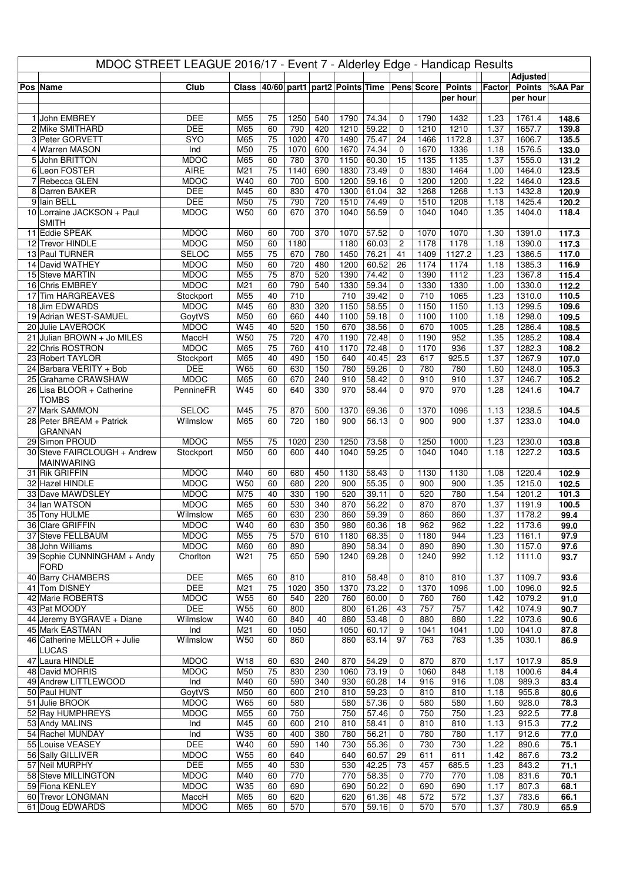# MDOC STREET LEAGUE 2016/17 - Event 7 - Alderley Edge - Handicap Results

| Pos | Name | Club | Class | 40/60 | part1 | part2 | Points | Time | Pens | Score | Points per hour | Factor | Adjusted Points per hour | %AA Par |
|---|---|---|---|---|---|---|---|---|---|---|---|---|---|---|
| 1 | John EMBREY | DEE | M55 | 75 | 1250 | 540 | 1790 | 74.34 | 0 | 1790 | 1432 | 1.23 | 1761.4 | 148.6 |
| 2 | Mike SMITHARD | DEE | M65 | 60 | 790 | 420 | 1210 | 59.22 | 0 | 1210 | 1210 | 1.37 | 1657.7 | 139.8 |
| 3 | Peter GORVETT | SYO | M65 | 75 | 1020 | 470 | 1490 | 75.47 | 24 | 1466 | 1172.8 | 1.37 | 1606.7 | 135.5 |
| 4 | Warren MASON | Ind | M50 | 75 | 1070 | 600 | 1670 | 74.34 | 0 | 1670 | 1336 | 1.18 | 1576.5 | 133.0 |
| 5 | John BRITTON | MDOC | M65 | 60 | 780 | 370 | 1150 | 60.30 | 15 | 1135 | 1135 | 1.37 | 1555.0 | 131.2 |
| 6 | Leon FOSTER | AIRE | M21 | 75 | 1140 | 690 | 1830 | 73.49 | 0 | 1830 | 1464 | 1.00 | 1464.0 | 123.5 |
| 7 | Rebecca GLEN | MDOC | W40 | 60 | 700 | 500 | 1200 | 59.16 | 0 | 1200 | 1200 | 1.22 | 1464.0 | 123.5 |
| 8 | Darren BAKER | DEE | M45 | 60 | 830 | 470 | 1300 | 61.04 | 32 | 1268 | 1268 | 1.13 | 1432.8 | 120.9 |
| 9 | Iain BELL | DEE | M50 | 75 | 790 | 720 | 1510 | 74.49 | 0 | 1510 | 1208 | 1.18 | 1425.4 | 120.2 |
| 10 | Lorraine JACKSON + Paul SMITH | MDOC | W50 | 60 | 670 | 370 | 1040 | 56.59 | 0 | 1040 | 1040 | 1.35 | 1404.0 | 118.4 |
| 11 | Eddie SPEAK | MDOC | M60 | 60 | 700 | 370 | 1070 | 57.52 | 0 | 1070 | 1070 | 1.30 | 1391.0 | 117.3 |
| 12 | Trevor HINDLE | MDOC | M50 | 60 | 1180 | | 1180 | 60.03 | 2 | 1178 | 1178 | 1.18 | 1390.0 | 117.3 |
| 13 | Paul TURNER | SELOC | M55 | 75 | 670 | 780 | 1450 | 76.21 | 41 | 1409 | 1127.2 | 1.23 | 1386.5 | 117.0 |
| 14 | David WATHEY | MDOC | M50 | 60 | 720 | 480 | 1200 | 60.52 | 26 | 1174 | 1174 | 1.18 | 1385.3 | 116.9 |
| 15 | Steve MARTIN | MDOC | M55 | 75 | 870 | 520 | 1390 | 74.42 | 0 | 1390 | 1112 | 1.23 | 1367.8 | 115.4 |
| 16 | Chris EMBREY | MDOC | M21 | 60 | 790 | 540 | 1330 | 59.34 | 0 | 1330 | 1330 | 1.00 | 1330.0 | 112.2 |
| 17 | Tim HARGREAVES | Stockport | M55 | 40 | 710 | | 710 | 39.42 | 0 | 710 | 1065 | 1.23 | 1310.0 | 110.5 |
| 18 | Jim EDWARDS | MDOC | M45 | 60 | 830 | 320 | 1150 | 58.55 | 0 | 1150 | 1150 | 1.13 | 1299.5 | 109.6 |
| 19 | Adrian WEST-SAMUEL | GoytVS | M50 | 60 | 660 | 440 | 1100 | 59.18 | 0 | 1100 | 1100 | 1.18 | 1298.0 | 109.5 |
| 20 | Julie LAVEROCK | MDOC | W45 | 40 | 520 | 150 | 670 | 38.56 | 0 | 670 | 1005 | 1.28 | 1286.4 | 108.5 |
| 21 | Julian BROWN + Jo MILES | MaccH | W50 | 75 | 720 | 470 | 1190 | 72.48 | 0 | 1190 | 952 | 1.35 | 1285.2 | 108.4 |
| 22 | Chris ROSTRON | MDOC | M65 | 75 | 760 | 410 | 1170 | 72.48 | 0 | 1170 | 936 | 1.37 | 1282.3 | 108.2 |
| 23 | Robert TAYLOR | Stockport | M65 | 40 | 490 | 150 | 640 | 40.45 | 23 | 617 | 925.5 | 1.37 | 1267.9 | 107.0 |
| 24 | Barbara VERITY + Bob | DEE | W65 | 60 | 630 | 150 | 780 | 59.26 | 0 | 780 | 780 | 1.60 | 1248.0 | 105.3 |
| 25 | Grahame CRAWSHAW | MDOC | M65 | 60 | 670 | 240 | 910 | 58.42 | 0 | 910 | 910 | 1.37 | 1246.7 | 105.2 |
| 26 | Lisa BLOOR + Catherine TOMBS | PennineFR | W45 | 60 | 640 | 330 | 970 | 58.44 | 0 | 970 | 970 | 1.28 | 1241.6 | 104.7 |
| 27 | Mark SAMMON | SELOC | M45 | 75 | 870 | 500 | 1370 | 69.36 | 0 | 1370 | 1096 | 1.13 | 1238.5 | 104.5 |
| 28 | Peter BREAM + Patrick GRANNAN | Wilmslow | M65 | 60 | 720 | 180 | 900 | 56.13 | 0 | 900 | 900 | 1.37 | 1233.0 | 104.0 |
| 29 | Simon PROUD | MDOC | M55 | 75 | 1020 | 230 | 1250 | 73.58 | 0 | 1250 | 1000 | 1.23 | 1230.0 | 103.8 |
| 30 | Steve FAIRCLOUGH + Andrew MAINWARING | Stockport | M50 | 60 | 600 | 440 | 1040 | 59.25 | 0 | 1040 | 1040 | 1.18 | 1227.2 | 103.5 |
| 31 | Rik GRIFFIN | MDOC | M40 | 60 | 680 | 450 | 1130 | 58.43 | 0 | 1130 | 1130 | 1.08 | 1220.4 | 102.9 |
| 32 | Hazel HINDLE | MDOC | W50 | 60 | 680 | 220 | 900 | 55.35 | 0 | 900 | 900 | 1.35 | 1215.0 | 102.5 |
| 33 | Dave MAWDSLEY | MDOC | M75 | 40 | 330 | 190 | 520 | 39.11 | 0 | 520 | 780 | 1.54 | 1201.2 | 101.3 |
| 34 | Ian WATSON | MDOC | M65 | 60 | 530 | 340 | 870 | 56.22 | 0 | 870 | 870 | 1.37 | 1191.9 | 100.5 |
| 35 | Tony HULME | Wilmslow | M65 | 60 | 630 | 230 | 860 | 59.39 | 0 | 860 | 860 | 1.37 | 1178.2 | 99.4 |
| 36 | Clare GRIFFIN | MDOC | W40 | 60 | 630 | 350 | 980 | 60.36 | 18 | 962 | 962 | 1.22 | 1173.6 | 99.0 |
| 37 | Steve FELLBAUM | MDOC | M55 | 75 | 570 | 610 | 1180 | 68.35 | 0 | 1180 | 944 | 1.23 | 1161.1 | 97.9 |
| 38 | John Williams | MDOC | M60 | 60 | 890 | | 890 | 58.34 | 0 | 890 | 890 | 1.30 | 1157.0 | 97.6 |
| 39 | Sophie CUNNINGHAM + Andy FORD | Chorlton | W21 | 75 | 650 | 590 | 1240 | 69.28 | 0 | 1240 | 992 | 1.12 | 1111.0 | 93.7 |
| 40 | Barry CHAMBERS | DEE | M65 | 60 | 810 | | 810 | 58.48 | 0 | 810 | 810 | 1.37 | 1109.7 | 93.6 |
| 41 | Tom DISNEY | DEE | M21 | 75 | 1020 | 350 | 1370 | 73.22 | 0 | 1370 | 1096 | 1.00 | 1096.0 | 92.5 |
| 42 | Marie ROBERTS | MDOC | W55 | 60 | 540 | 220 | 760 | 60.00 | 0 | 760 | 760 | 1.42 | 1079.2 | 91.0 |
| 43 | Pat MOODY | DEE | W55 | 60 | 800 | | 800 | 61.26 | 43 | 757 | 757 | 1.42 | 1074.9 | 90.7 |
| 44 | Jeremy BYGRAVE + Diane | Wilmslow | W40 | 60 | 840 | 40 | 880 | 53.48 | 0 | 880 | 880 | 1.22 | 1073.6 | 90.6 |
| 45 | Mark EASTMAN | Ind | M21 | 60 | 1050 | | 1050 | 60.17 | 9 | 1041 | 1041 | 1.00 | 1041.0 | 87.8 |
| 46 | Catherine MELLOR + Julie LUCAS | Wilmslow | W50 | 60 | 860 | | 860 | 63.14 | 97 | 763 | 763 | 1.35 | 1030.1 | 86.9 |
| 47 | Laura HINDLE | MDOC | W18 | 60 | 630 | 240 | 870 | 54.29 | 0 | 870 | 870 | 1.17 | 1017.9 | 85.9 |
| 48 | David MORRIS | MDOC | M50 | 75 | 830 | 230 | 1060 | 73.19 | 0 | 1060 | 848 | 1.18 | 1000.6 | 84.4 |
| 49 | Andrew LITTLEWOOD | Ind | M40 | 60 | 590 | 340 | 930 | 60.28 | 14 | 916 | 916 | 1.08 | 989.3 | 83.4 |
| 50 | Paul HUNT | GoytVS | M50 | 60 | 600 | 210 | 810 | 59.23 | 0 | 810 | 810 | 1.18 | 955.8 | 80.6 |
| 51 | Julie BROOK | MDOC | W65 | 60 | 580 | | 580 | 57.36 | 0 | 580 | 580 | 1.60 | 928.0 | 78.3 |
| 52 | Ray HUMPHREYS | MDOC | M55 | 60 | 750 | | 750 | 57.46 | 0 | 750 | 750 | 1.23 | 922.5 | 77.8 |
| 53 | Andy MALINS | Ind | M45 | 60 | 600 | 210 | 810 | 58.41 | 0 | 810 | 810 | 1.13 | 915.3 | 77.2 |
| 54 | Rachel MUNDAY | Ind | W35 | 60 | 400 | 380 | 780 | 56.21 | 0 | 780 | 780 | 1.17 | 912.6 | 77.0 |
| 55 | Louise VEASEY | DEE | W40 | 60 | 590 | 140 | 730 | 55.36 | 0 | 730 | 730 | 1.22 | 890.6 | 75.1 |
| 56 | Sally GILLIVER | MDOC | W55 | 60 | 640 | | 640 | 60.57 | 29 | 611 | 611 | 1.42 | 867.6 | 73.2 |
| 57 | Neil MURPHY | DEE | M55 | 40 | 530 | | 530 | 42.25 | 73 | 457 | 685.5 | 1.23 | 843.2 | 71.1 |
| 58 | Steve MILLINGTON | MDOC | M40 | 60 | 770 | | 770 | 58.35 | 0 | 770 | 770 | 1.08 | 831.6 | 70.1 |
| 59 | Fiona KENLEY | MDOC | W35 | 60 | 690 | | 690 | 50.22 | 0 | 690 | 690 | 1.17 | 807.3 | 68.1 |
| 60 | Trevor LONGMAN | MaccH | M65 | 60 | 620 | | 620 | 61.36 | 48 | 572 | 572 | 1.37 | 783.6 | 66.1 |
| 61 | Doug EDWARDS | MDOC | M65 | 60 | 570 | | 570 | 59.16 | 0 | 570 | 570 | 1.37 | 780.9 | 65.9 |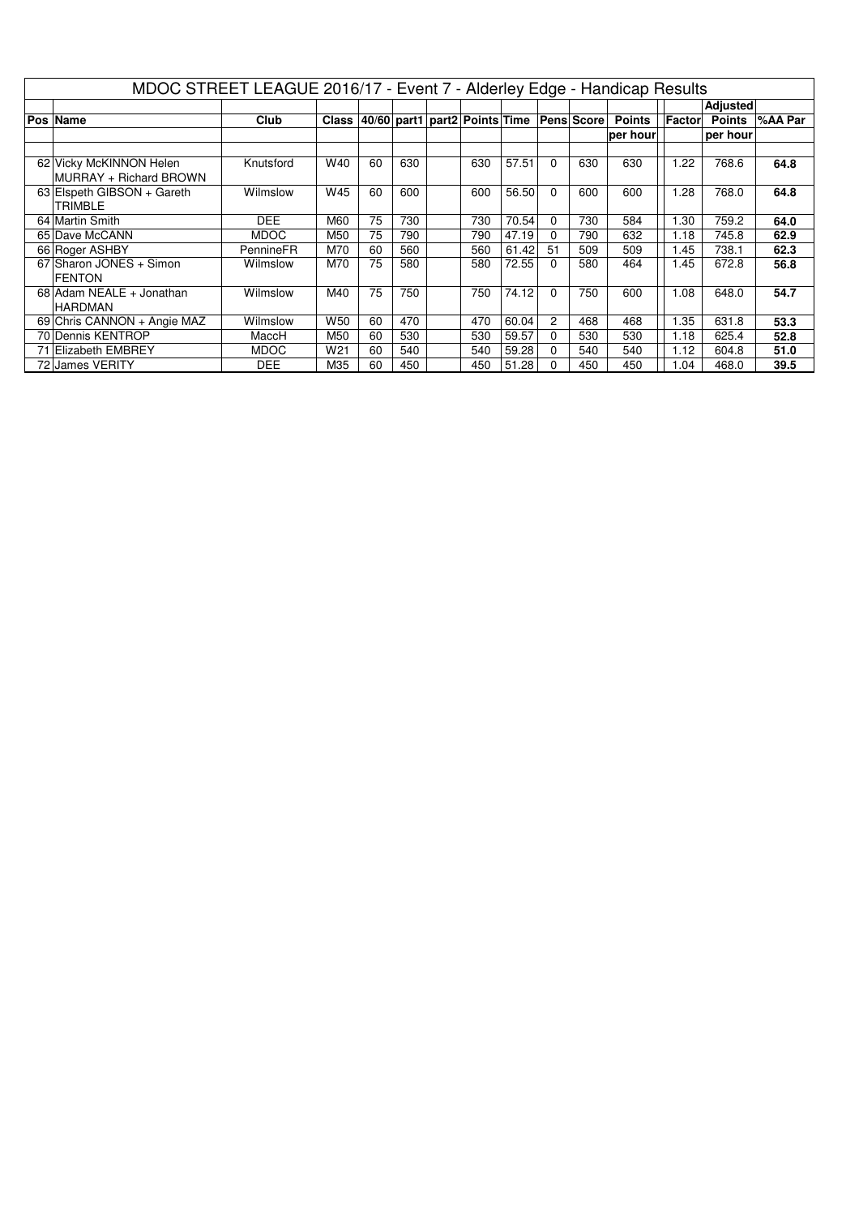# MDOC STREET LEAGUE 2016/17 - Event 7 - Alderley Edge - Handicap Results

| Pos | Name | Club | Class | 40/60 | part1 | part2 | Points | Time | Pens | Score | Points per hour | Factor | Adjusted Points per hour | %AA Par |
|---|---|---|---|---|---|---|---|---|---|---|---|---|---|---|
| 62 | Vicky McKINNON Helen MURRAY + Richard BROWN | Knutsford | W40 | 60 | 630 | | 630 | 57.51 | 0 | 630 | 630 | 1.22 | 768.6 | **64.8** |
| 63 | Elspeth GIBSON + Gareth TRIMBLE | Wilmslow | W45 | 60 | 600 | | 600 | 56.50 | 0 | 600 | 600 | 1.28 | 768.0 | **64.8** |
| 64 | Martin Smith | DEE | M60 | 75 | 730 | | 730 | 70.54 | 0 | 730 | 584 | 1.30 | 759.2 | **64.0** |
| 65 | Dave McCANN | MDOC | M50 | 75 | 790 | | 790 | 47.19 | 0 | 790 | 632 | 1.18 | 745.8 | **62.9** |
| 66 | Roger ASHBY | PennineFR | M70 | 60 | 560 | | 560 | 61.42 | 51 | 509 | 509 | 1.45 | 738.1 | **62.3** |
| 67 | Sharon JONES + Simon FENTON | Wilmslow | M70 | 75 | 580 | | 580 | 72.55 | 0 | 580 | 464 | 1.45 | 672.8 | **56.8** |
| 68 | Adam NEALE + Jonathan HARDMAN | Wilmslow | M40 | 75 | 750 | | 750 | 74.12 | 0 | 750 | 600 | 1.08 | 648.0 | **54.7** |
| 69 | Chris CANNON + Angie MAZ | Wilmslow | W50 | 60 | 470 | | 470 | 60.04 | 2 | 468 | 468 | 1.35 | 631.8 | **53.3** |
| 70 | Dennis KENTROP | MaccH | M50 | 60 | 530 | | 530 | 59.57 | 0 | 530 | 530 | 1.18 | 625.4 | **52.8** |
| 71 | Elizabeth EMBREY | MDOC | W21 | 60 | 540 | | 540 | 59.28 | 0 | 540 | 540 | 1.12 | 604.8 | **51.0** |
| 72 | James VERITY | DEE | M35 | 60 | 450 | | 450 | 51.28 | 0 | 450 | 450 | 1.04 | 468.0 | **39.5** |